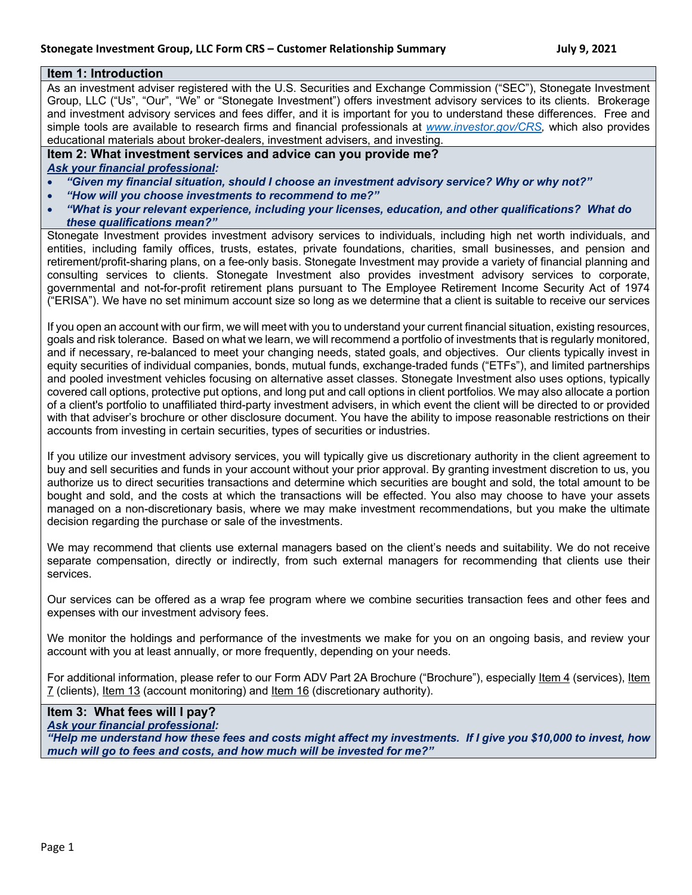**Stonegate Investment Group, LLC Form CRS – Customer Relationship Summary** **July 9, 2021**

## Item 1: Introduction

As an investment adviser registered with the U.S. Securities and Exchange Commission ("SEC"), Stonegate Investment Group, LLC ("Us", "Our", "We" or "Stonegate Investment") offers investment advisory services to its clients. Brokerage and investment advisory services and fees differ, and it is important for you to understand these differences. Free and simple tools are available to research firms and financial professionals at *www.investor.gov/CRS,* which also provides educational materials about broker-dealers, investment advisers, and investing.

## Item 2: What investment services and advice can you provide me?

***Ask your financial professional:***

- ***"Given my financial situation, should I choose an investment advisory service? Why or why not?"***
- ***"How will you choose investments to recommend to me?"***
- ***"What is your relevant experience, including your licenses, education, and other qualifications? What do these qualifications mean?"***

Stonegate Investment provides investment advisory services to individuals, including high net worth individuals, and entities, including family offices, trusts, estates, private foundations, charities, small businesses, and pension and retirement/profit-sharing plans, on a fee-only basis. Stonegate Investment may provide a variety of financial planning and consulting services to clients. Stonegate Investment also provides investment advisory services to corporate, governmental and not-for-profit retirement plans pursuant to The Employee Retirement Income Security Act of 1974 ("ERISA"). We have no set minimum account size so long as we determine that a client is suitable to receive our services

If you open an account with our firm, we will meet with you to understand your current financial situation, existing resources, goals and risk tolerance. Based on what we learn, we will recommend a portfolio of investments that is regularly monitored, and if necessary, re-balanced to meet your changing needs, stated goals, and objectives. Our clients typically invest in equity securities of individual companies, bonds, mutual funds, exchange-traded funds ("ETFs"), and limited partnerships and pooled investment vehicles focusing on alternative asset classes. Stonegate Investment also uses options, typically covered call options, protective put options, and long put and call options in client portfolios. We may also allocate a portion of a client's portfolio to unaffiliated third-party investment advisers, in which event the client will be directed to or provided with that adviser's brochure or other disclosure document. You have the ability to impose reasonable restrictions on their accounts from investing in certain securities, types of securities or industries.

If you utilize our investment advisory services, you will typically give us discretionary authority in the client agreement to buy and sell securities and funds in your account without your prior approval. By granting investment discretion to us, you authorize us to direct securities transactions and determine which securities are bought and sold, the total amount to be bought and sold, and the costs at which the transactions will be effected. You also may choose to have your assets managed on a non-discretionary basis, where we may make investment recommendations, but you make the ultimate decision regarding the purchase or sale of the investments.

We may recommend that clients use external managers based on the client's needs and suitability. We do not receive separate compensation, directly or indirectly, from such external managers for recommending that clients use their services.

Our services can be offered as a wrap fee program where we combine securities transaction fees and other fees and expenses with our investment advisory fees.

We monitor the holdings and performance of the investments we make for you on an ongoing basis, and review your account with you at least annually, or more frequently, depending on your needs.

For additional information, please refer to our Form ADV Part 2A Brochure ("Brochure"), especially Item 4 (services), Item 7 (clients), Item 13 (account monitoring) and Item 16 (discretionary authority).

## Item 3: What fees will I pay?

***Ask your financial professional:***

***"Help me understand how these fees and costs might affect my investments. If I give you $10,000 to invest, how much will go to fees and costs, and how much will be invested for me?"***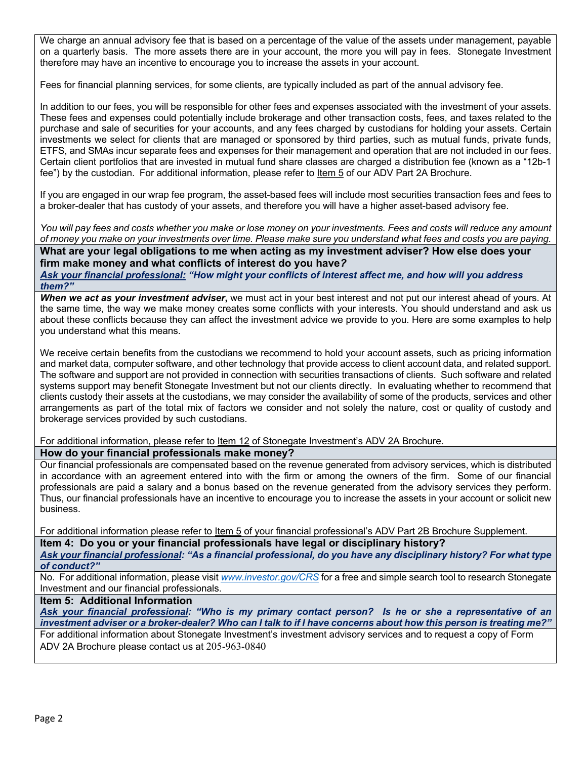We charge an annual advisory fee that is based on a percentage of the value of the assets under management, payable on a quarterly basis. The more assets there are in your account, the more you will pay in fees. Stonegate Investment therefore may have an incentive to encourage you to increase the assets in your account.

Fees for financial planning services, for some clients, are typically included as part of the annual advisory fee.

In addition to our fees, you will be responsible for other fees and expenses associated with the investment of your assets. These fees and expenses could potentially include brokerage and other transaction costs, fees, and taxes related to the purchase and sale of securities for your accounts, and any fees charged by custodians for holding your assets. Certain investments we select for clients that are managed or sponsored by third parties, such as mutual funds, private funds, ETFS, and SMAs incur separate fees and expenses for their management and operation that are not included in our fees. Certain client portfolios that are invested in mutual fund share classes are charged a distribution fee (known as a "12b-1 fee") by the custodian. For additional information, please refer to Item 5 of our ADV Part 2A Brochure.

If you are engaged in our wrap fee program, the asset-based fees will include most securities transaction fees and fees to a broker-dealer that has custody of your assets, and therefore you will have a higher asset-based advisory fee.

*You will pay fees and costs whether you make or lose money on your investments. Fees and costs will reduce any amount of money you make on your investments over time. Please make sure you understand what fees and costs you are paying.*

**What are your legal obligations to me when acting as my investment adviser? How else does your firm make money and what conflicts of interest do you have?**

***Ask your financial professional: "How might your conflicts of interest affect me, and how will you address them?"***

***When we act as your investment adviser,*** we must act in your best interest and not put our interest ahead of yours. At the same time, the way we make money creates some conflicts with your interests. You should understand and ask us about these conflicts because they can affect the investment advice we provide to you. Here are some examples to help you understand what this means.

We receive certain benefits from the custodians we recommend to hold your account assets, such as pricing information and market data, computer software, and other technology that provide access to client account data, and related support. The software and support are not provided in connection with securities transactions of clients. Such software and related systems support may benefit Stonegate Investment but not our clients directly. In evaluating whether to recommend that clients custody their assets at the custodians, we may consider the availability of some of the products, services and other arrangements as part of the total mix of factors we consider and not solely the nature, cost or quality of custody and brokerage services provided by such custodians.

For additional information, please refer to Item 12 of Stonegate Investment's ADV 2A Brochure.

**How do your financial professionals make money?**

Our financial professionals are compensated based on the revenue generated from advisory services, which is distributed in accordance with an agreement entered into with the firm or among the owners of the firm. Some of our financial professionals are paid a salary and a bonus based on the revenue generated from the advisory services they perform. Thus, our financial professionals have an incentive to encourage you to increase the assets in your account or solicit new business.

For additional information please refer to Item 5 of your financial professional's ADV Part 2B Brochure Supplement.

## Item 4: Do you or your financial professionals have legal or disciplinary history?

***Ask your financial professional: "As a financial professional, do you have any disciplinary history? For what type of conduct?"***

No. For additional information, please visit *www.investor.gov/CRS* for a free and simple search tool to research Stonegate Investment and our financial professionals.

## Item 5: Additional Information

***Ask your financial professional: "Who is my primary contact person? Is he or she a representative of an investment adviser or a broker-dealer? Who can I talk to if I have concerns about how this person is treating me?"***

For additional information about Stonegate Investment's investment advisory services and to request a copy of Form ADV 2A Brochure please contact us at 205-963-0840